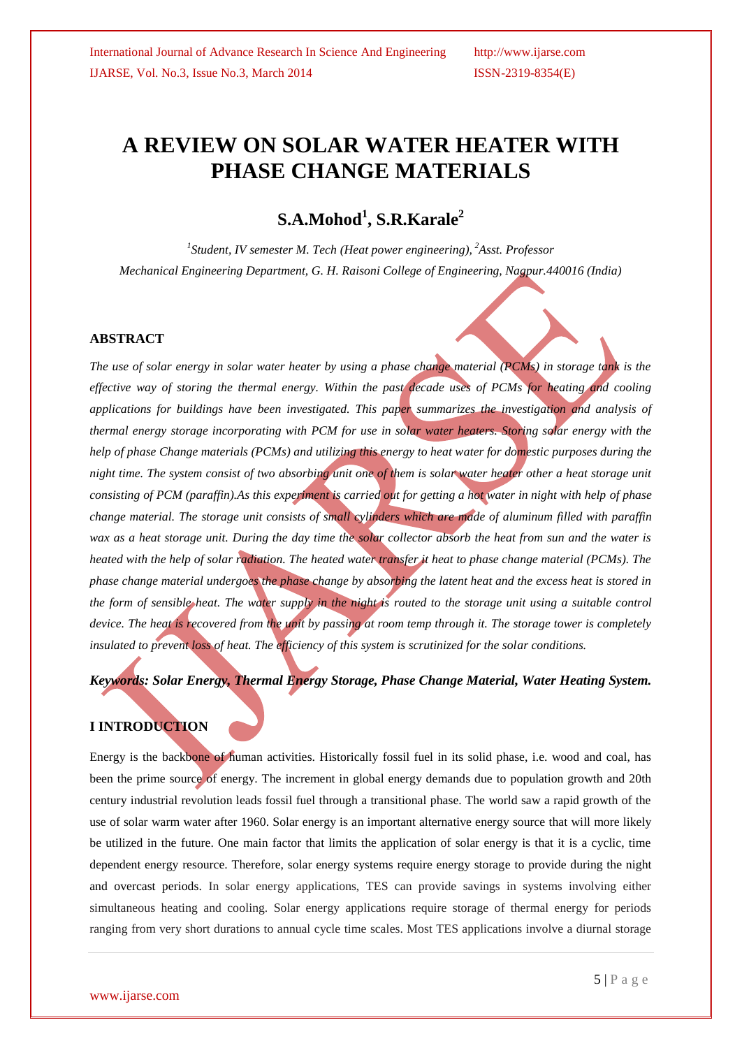# A REVIEW ON SOLAR WATER HEATER WITH PHASE CHANGE MATERIALS

## S.A.Mohod[1], S.R.Karale[2]

*[1]Student, IV semester M. Tech (Heat power engineering), [2]Asst. Professor*
*Mechanical Engineering Department, G. H. Raisoni College of Engineering, Nagpur.440016 (India)*

### ABSTRACT

*The use of solar energy in solar water heater by using a phase change material (PCMs) in storage tank is the effective way of storing the thermal energy. Within the past decade uses of PCMs for heating and cooling applications for buildings have been investigated. This paper summarizes the investigation and analysis of thermal energy storage incorporating with PCM for use in solar water heaters. Storing solar energy with the help of phase Change materials (PCMs) and utilizing this energy to heat water for domestic purposes during the night time. The system consist of two absorbing unit one of them is solar water heater other a heat storage unit consisting of PCM (paraffin).As this experiment is carried out for getting a hot water in night with help of phase change material. The storage unit consists of small cylinders which are made of aluminum filled with paraffin wax as a heat storage unit. During the day time the solar collector absorb the heat from sun and the water is heated with the help of solar radiation. The heated water transfer it heat to phase change material (PCMs). The phase change material undergoes the phase change by absorbing the latent heat and the excess heat is stored in the form of sensible heat. The water supply in the night is routed to the storage unit using a suitable control device. The heat is recovered from the unit by passing at room temp through it. The storage tower is completely insulated to prevent loss of heat. The efficiency of this system is scrutinized for the solar conditions.*

***Keywords: Solar Energy, Thermal Energy Storage, Phase Change Material, Water Heating System.***

### I INTRODUCTION

Energy is the backbone of human activities. Historically fossil fuel in its solid phase, i.e. wood and coal, has been the prime source of energy. The increment in global energy demands due to population growth and 20th century industrial revolution leads fossil fuel through a transitional phase. The world saw a rapid growth of the use of solar warm water after 1960. Solar energy is an important alternative energy source that will more likely be utilized in the future. One main factor that limits the application of solar energy is that it is a cyclic, time dependent energy resource. Therefore, solar energy systems require energy storage to provide during the night and overcast periods. In solar energy applications, TES can provide savings in systems involving either simultaneous heating and cooling. Solar energy applications require storage of thermal energy for periods ranging from very short durations to annual cycle time scales. Most TES applications involve a diurnal storage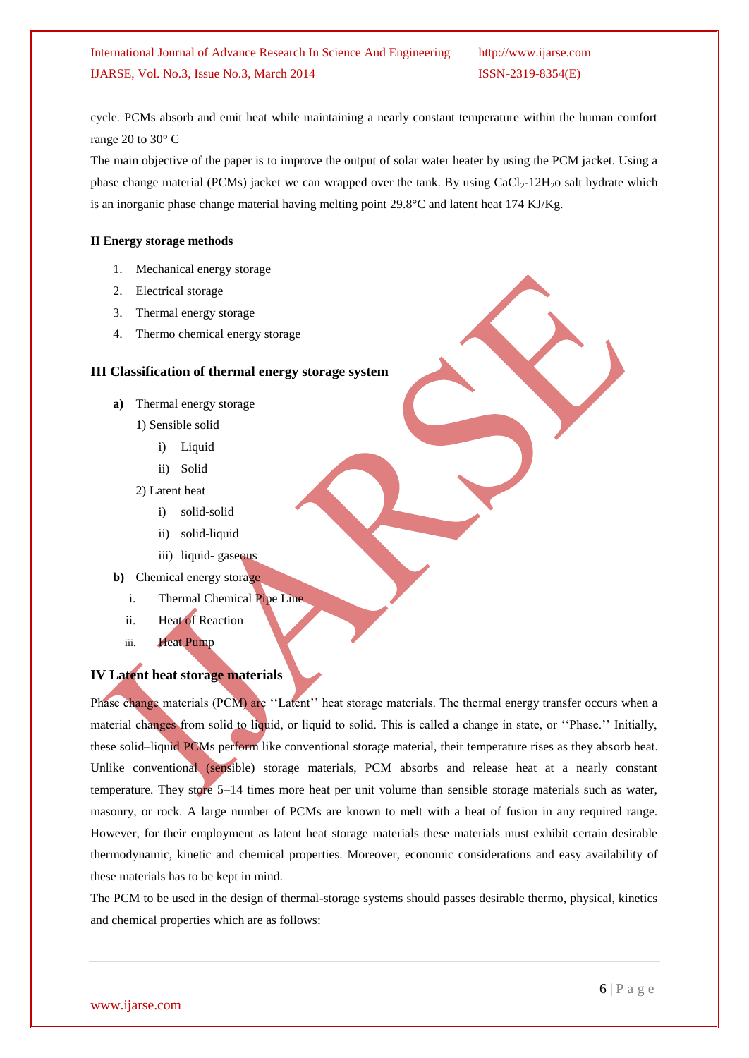cycle. PCMs absorb and emit heat while maintaining a nearly constant temperature within the human comfort range 20 to 30° C

The main objective of the paper is to improve the output of solar water heater by using the PCM jacket. Using a phase change material (PCMs) jacket we can wrapped over the tank. By using $CaCl_2$-$12H_2$o salt hydrate which is an inorganic phase change material having melting point 29.8°C and latent heat 174 KJ/Kg.

#### II Energy storage methods

1. Mechanical energy storage
2. Electrical storage
3. Thermal energy storage
4. Thermo chemical energy storage

## III Classification of thermal energy storage system

**a)** Thermal energy storage

1) Sensible solid
   - i) Liquid
   - ii) Solid

2) Latent heat
   - i) solid-solid
   - ii) solid-liquid
   - iii) liquid- gaseous

**b)** Chemical energy storage

- i. Thermal Chemical Pipe Line
- ii. Heat of Reaction
- iii. Heat Pump

## IV Latent heat storage materials

Phase change materials (PCM) are ''Latent'' heat storage materials. The thermal energy transfer occurs when a material changes from solid to liquid, or liquid to solid. This is called a change in state, or ''Phase.'' Initially, these solid–liquid PCMs perform like conventional storage material, their temperature rises as they absorb heat. Unlike conventional (sensible) storage materials, PCM absorbs and release heat at a nearly constant temperature. They store 5–14 times more heat per unit volume than sensible storage materials such as water, masonry, or rock. A large number of PCMs are known to melt with a heat of fusion in any required range. However, for their employment as latent heat storage materials these materials must exhibit certain desirable thermodynamic, kinetic and chemical properties. Moreover, economic considerations and easy availability of these materials has to be kept in mind.

The PCM to be used in the design of thermal-storage systems should passes desirable thermo, physical, kinetics and chemical properties which are as follows: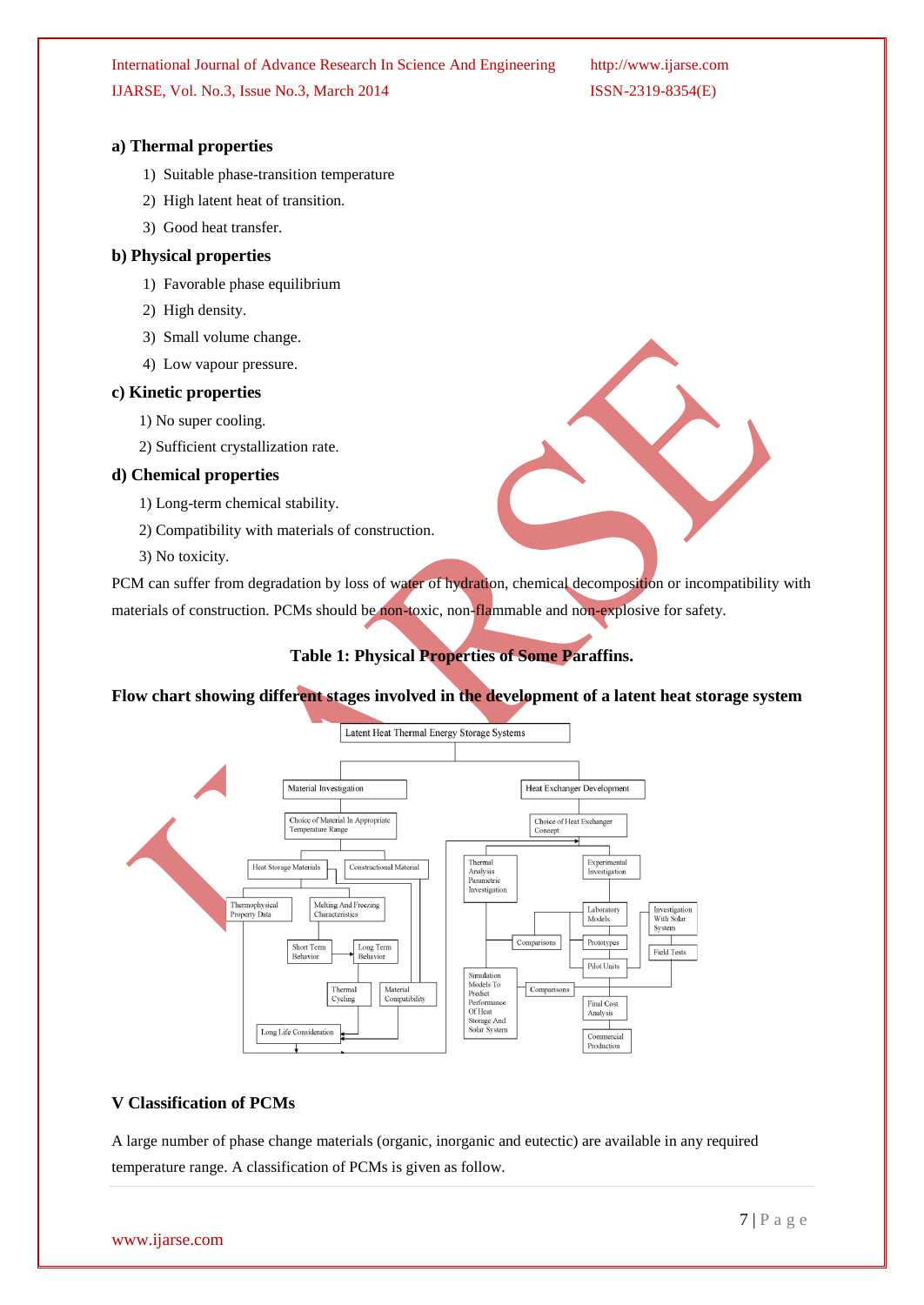**a) Thermal properties**

1) Suitable phase-transition temperature
2) High latent heat of transition.
3) Good heat transfer.

**b) Physical properties**

1) Favorable phase equilibrium
2) High density.
3) Small volume change.
4) Low vapour pressure.

**c) Kinetic properties**

1) No super cooling.
2) Sufficient crystallization rate.

**d) Chemical properties**

1) Long-term chemical stability.
2) Compatibility with materials of construction.
3) No toxicity.

PCM can suffer from degradation by loss of water of hydration, chemical decomposition or incompatibility with materials of construction. PCMs should be non-toxic, non-flammable and non-explosive for safety.

**Table 1: Physical Properties of Some Paraffins.**

**Flow chart showing different stages involved in the development of a latent heat storage system**

Latent Heat Thermal Energy Storage Systems

Material Investigation

Choice of Material In Appropriate Temperature Range

Heat Storage Materials

Constructional Material

Thermophysical Property Data

Melting And Freezing Characteristics

Short Term Behavior

Long Term Behavior

Thermal Cycling

Material Compatibility

Long Life Consideration

Heat Exchanger Development

Choice of Heat Exchanger Concept

Thermal Analysis Parametric Investigation

Experimental Investigation

Laboratory Models

Investigation With Solar System

Comparisons

Prototypes

Field Tests

Pilot Units

Simulation Models To Predict Performance Of Heat Storage And Solar System

Comparisons

Final Cost Analysis

Commercial Production

## V Classification of PCMs

A large number of phase change materials (organic, inorganic and eutectic) are available in any required temperature range. A classification of PCMs is given as follow.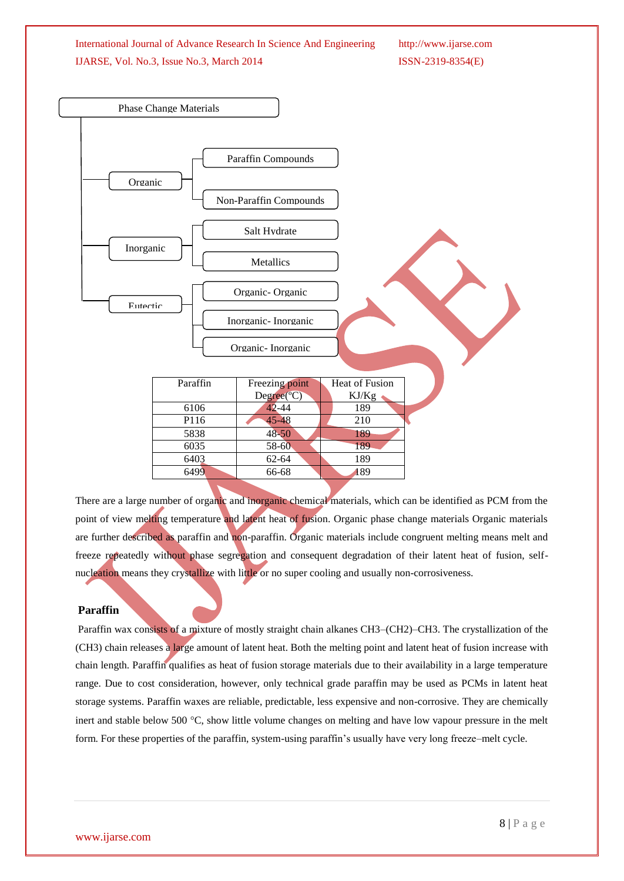Phase Change Materials

- Organic
  - Paraffin Compounds
  - Non-Paraffin Compounds
- Inorganic
  - Salt Hydrate
  - Metallics
- Eutectic
  - Organic- Organic
  - Inorganic- Inorganic
  - Organic- Inorganic

| Paraffin | Freezing point Degree(°C) | Heat of Fusion KJ/Kg |
|---|---|---|
| 6106 | 42-44 | 189 |
| P116 | 45-48 | 210 |
| 5838 | 48-50 | 189 |
| 6035 | 58-60 | 189 |
| 6403 | 62-64 | 189 |
| 6499 | 66-68 | 189 |

There are a large number of organic and inorganic chemical materials, which can be identified as PCM from the point of view melting temperature and latent heat of fusion. Organic phase change materials Organic materials are further described as paraffin and non-paraffin. Organic materials include congruent melting means melt and freeze repeatedly without phase segregation and consequent degradation of their latent heat of fusion, self-nucleation means they crystallize with little or no super cooling and usually non-corrosiveness.

## Paraffin

Paraffin wax consists of a mixture of mostly straight chain alkanes CH3–(CH2)–CH3. The crystallization of the (CH3) chain releases a large amount of latent heat. Both the melting point and latent heat of fusion increase with chain length. Paraffin qualifies as heat of fusion storage materials due to their availability in a large temperature range. Due to cost consideration, however, only technical grade paraffin may be used as PCMs in latent heat storage systems. Paraffin waxes are reliable, predictable, less expensive and non-corrosive. They are chemically inert and stable below 500 °C, show little volume changes on melting and have low vapour pressure in the melt form. For these properties of the paraffin, system-using paraffin's usually have very long freeze–melt cycle.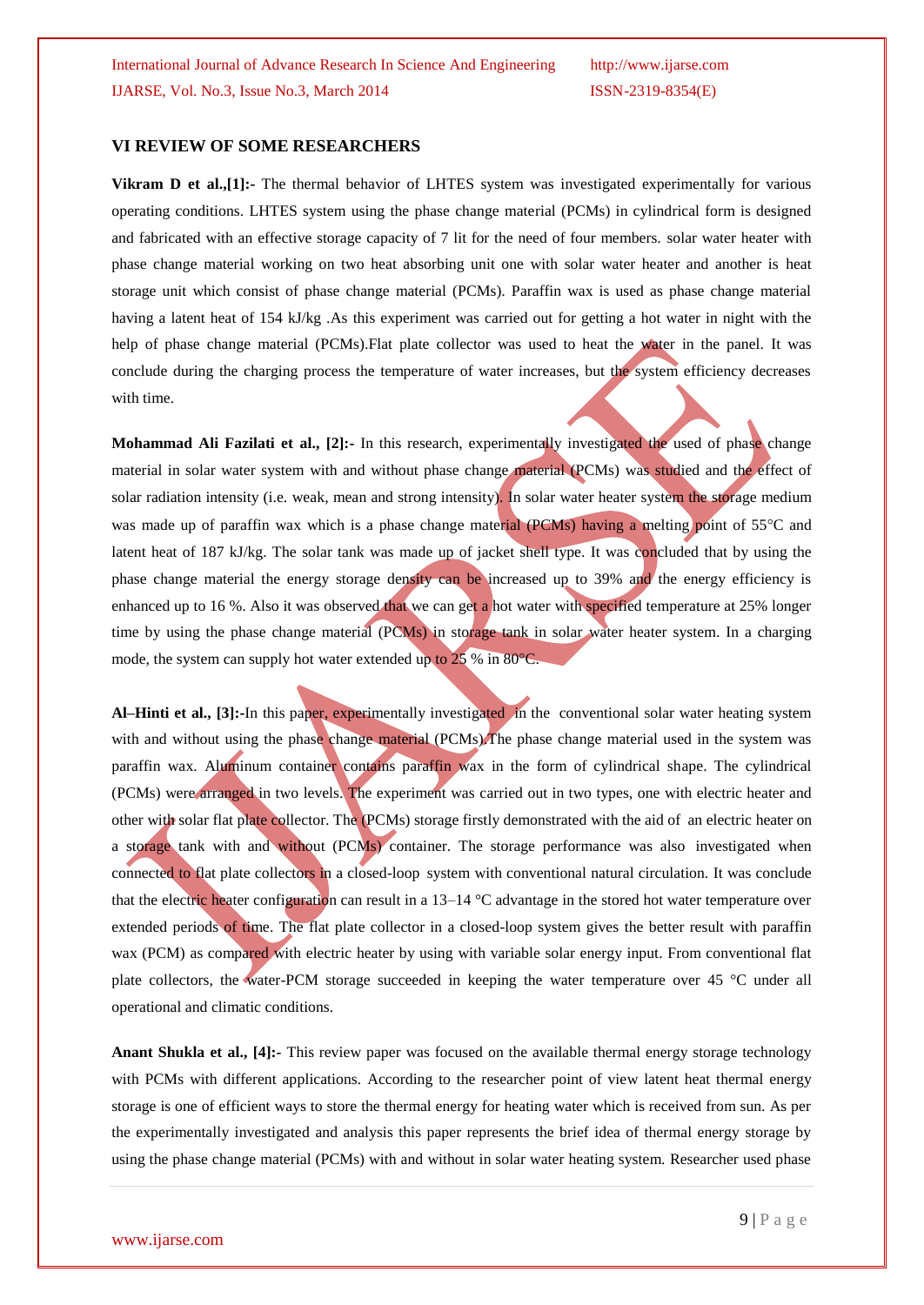## VI REVIEW OF SOME RESEARCHERS

**Vikram D et al.,[1]:-** The thermal behavior of LHTES system was investigated experimentally for various operating conditions. LHTES system using the phase change material (PCMs) in cylindrical form is designed and fabricated with an effective storage capacity of 7 lit for the need of four members. solar water heater with phase change material working on two heat absorbing unit one with solar water heater and another is heat storage unit which consist of phase change material (PCMs). Paraffin wax is used as phase change material having a latent heat of 154 kJ/kg .As this experiment was carried out for getting a hot water in night with the help of phase change material (PCMs).Flat plate collector was used to heat the water in the panel. It was conclude during the charging process the temperature of water increases, but the system efficiency decreases with time.

**Mohammad Ali Fazilati et al., [2]:-** In this research, experimentally investigated the used of phase change material in solar water system with and without phase change material (PCMs) was studied and the effect of solar radiation intensity (i.e. weak, mean and strong intensity). In solar water heater system the storage medium was made up of paraffin wax which is a phase change material (PCMs) having a melting point of 55°C and latent heat of 187 kJ/kg. The solar tank was made up of jacket shell type. It was concluded that by using the phase change material the energy storage density can be increased up to 39% and the energy efficiency is enhanced up to 16 %. Also it was observed that we can get a hot water with specified temperature at 25% longer time by using the phase change material (PCMs) in storage tank in solar water heater system. In a charging mode, the system can supply hot water extended up to 25 % in 80°C.

**Al–Hinti et al., [3]:-**In this paper, experimentally investigated in the conventional solar water heating system with and without using the phase change material (PCMs).The phase change material used in the system was paraffin wax. Aluminum container contains paraffin wax in the form of cylindrical shape. The cylindrical (PCMs) were arranged in two levels. The experiment was carried out in two types, one with electric heater and other with solar flat plate collector. The (PCMs) storage firstly demonstrated with the aid of an electric heater on a storage tank with and without (PCMs) container. The storage performance was also investigated when connected to flat plate collectors in a closed-loop system with conventional natural circulation. It was conclude that the electric heater configuration can result in a 13–14 °C advantage in the stored hot water temperature over extended periods of time. The flat plate collector in a closed-loop system gives the better result with paraffin wax (PCM) as compared with electric heater by using with variable solar energy input. From conventional flat plate collectors, the water-PCM storage succeeded in keeping the water temperature over 45 °C under all operational and climatic conditions.

**Anant Shukla et al., [4]:-** This review paper was focused on the available thermal energy storage technology with PCMs with different applications. According to the researcher point of view latent heat thermal energy storage is one of efficient ways to store the thermal energy for heating water which is received from sun. As per the experimentally investigated and analysis this paper represents the brief idea of thermal energy storage by using the phase change material (PCMs) with and without in solar water heating system. Researcher used phase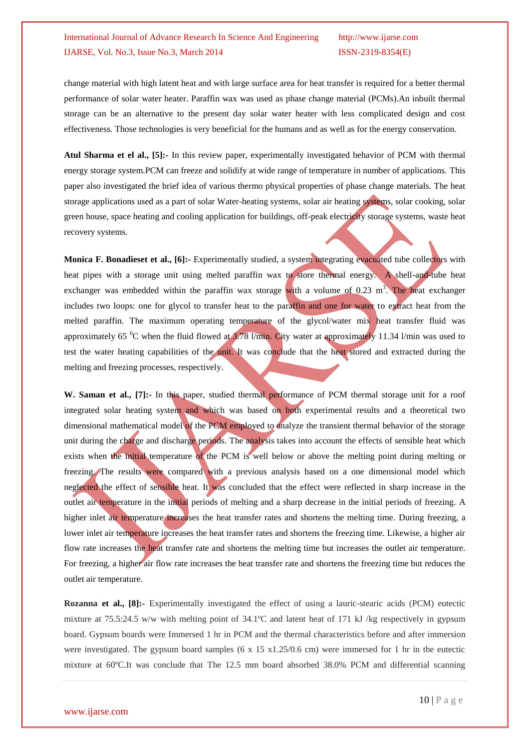change material with high latent heat and with large surface area for heat transfer is required for a better thermal performance of solar water heater. Paraffin wax was used as phase change material (PCMs).An inbuilt thermal storage can be an alternative to the present day solar water heater with less complicated design and cost effectiveness. Those technologies is very beneficial for the humans and as well as for the energy conservation.

**Atul Sharma et el al., [5]:-** In this review paper, experimentally investigated behavior of PCM with thermal energy storage system.PCM can freeze and solidify at wide range of temperature in number of applications. This paper also investigated the brief idea of various thermo physical properties of phase change materials. The heat storage applications used as a part of solar Water-heating systems, solar air heating systems, solar cooking, solar green house, space heating and cooling application for buildings, off-peak electricity storage systems, waste heat recovery systems.

**Monica F. Bonadieset al., [6]:-** Experimentally studied, a system integrating evacuated tube collectors with heat pipes with a storage unit using melted paraffin wax to store thermal energy. A shell-and-tube heat exchanger was embedded within the paraffin wax storage with a volume of 0.23 $m^3$. The heat exchanger includes two loops: one for glycol to transfer heat to the paraffin and one for water to extract heat from the melted paraffin. The maximum operating temperature of the glycol/water mix heat transfer fluid was approximately 65 $^0$C when the fluid flowed at 3.78 l/min. City water at approximately 11.34 l/min was used to test the water heating capabilities of the unit. It was conclude that the heat stored and extracted during the melting and freezing processes, respectively.

**W. Saman et al., [7]:-** In this paper, studied thermal performance of PCM thermal storage unit for a roof integrated solar heating system and which was based on both experimental results and a theoretical two dimensional mathematical model of the PCM employed to analyze the transient thermal behavior of the storage unit during the charge and discharge periods. The analysis takes into account the effects of sensible heat which exists when the initial temperature of the PCM is well below or above the melting point during melting or freezing. The results were compared with a previous analysis based on a one dimensional model which neglected the effect of sensible heat. It was concluded that the effect were reflected in sharp increase in the outlet air temperature in the initial periods of melting and a sharp decrease in the initial periods of freezing. A higher inlet air temperature increases the heat transfer rates and shortens the melting time. During freezing, a lower inlet air temperature increases the heat transfer rates and shortens the freezing time. Likewise, a higher air flow rate increases the heat transfer rate and shortens the melting time but increases the outlet air temperature. For freezing, a higher air flow rate increases the heat transfer rate and shortens the freezing time but reduces the outlet air temperature.

**Rozanna et al., [8]:-** Experimentally investigated the effect of using a lauric-stearic acids (PCM) eutectic mixture at 75.5:24.5 w/w with melting point of 34.1ºC and latent heat of 171 kJ /kg respectively in gypsum board. Gypsum boards were Immersed 1 hr in PCM and the thermal characteristics before and after immersion were investigated. The gypsum board samples (6 x 15 x1.25/0.6 cm) were immersed for 1 hr in the eutectic mixture at 60ºC.It was conclude that The 12.5 mm board absorbed 38.0% PCM and differential scanning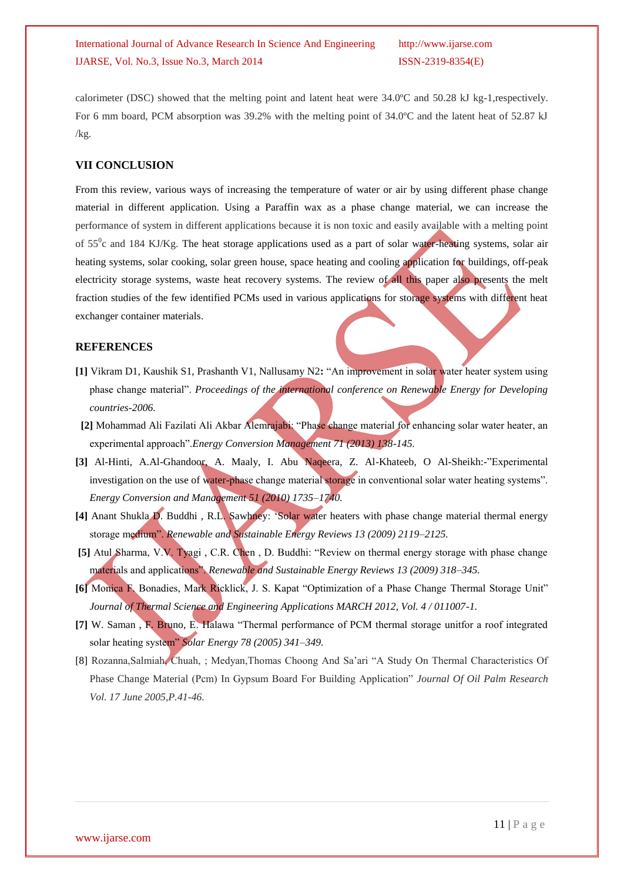calorimeter (DSC) showed that the melting point and latent heat were 34.0ºC and 50.28 kJ kg-1,respectively. For 6 mm board, PCM absorption was 39.2% with the melting point of 34.0ºC and the latent heat of 52.87 kJ /kg.

## VII CONCLUSION

From this review, various ways of increasing the temperature of water or air by using different phase change material in different application. Using a Paraffin wax as a phase change material, we can increase the performance of system in different applications because it is non toxic and easily available with a melting point of $55^0$c and 184 KJ/Kg. The heat storage applications used as a part of solar water-heating systems, solar air heating systems, solar cooking, solar green house, space heating and cooling application for buildings, off-peak electricity storage systems, waste heat recovery systems. The review of all this paper also presents the melt fraction studies of the few identified PCMs used in various applications for storage systems with different heat exchanger container materials.

## REFERENCES

**[1]** Vikram D1, Kaushik S1, Prashanth V1, Nallusamy N2**:** "An improvement in solar water heater system using phase change material". *Proceedings of the international conference on Renewable Energy for Developing countries-2006.*

**[2]** Mohammad Ali Fazilati Ali Akbar Alemrajabi: "Phase change material for enhancing solar water heater, an experimental approach".*Energy Conversion Management 71 (2013) 138-145.*

**[3]** Al-Hinti, A.Al-Ghandoor, A. Maaly, I. Abu Naqeera, Z. Al-Khateeb, O Al-Sheikh:-"Experimental investigation on the use of water-phase change material storage in conventional solar water heating systems". *Energy Conversion and Management 51 (2010) 1735–1740.*

**[4]** Anant Shukla D. Buddhi , R.L. Sawhney: 'Solar water heaters with phase change material thermal energy storage medium". *Renewable and Sustainable Energy Reviews 13 (2009) 2119–2125.*

**[5]** Atul Sharma, V.V. Tyagi , C.R. Chen , D. Buddhi: "Review on thermal energy storage with phase change materials and applications". *Renewable and Sustainable Energy Reviews 13 (2009) 318–345.*

**[6]** Monica F. Bonadies, Mark Ricklick, J. S. Kapat "Optimization of a Phase Change Thermal Storage Unit" *Journal of Thermal Science and Engineering Applications MARCH 2012, Vol. 4 / 011007-1.*

**[7]** W. Saman , F. Bruno, E. Halawa "Thermal performance of PCM thermal storage unitfor a roof integrated solar heating system" *Solar Energy 78 (2005) 341–349.*

[8] Rozanna,Salmiah, Chuah, ; Medyan,Thomas Choong And Sa'ari "A Study On Thermal Characteristics Of Phase Change Material (Pcm) In Gypsum Board For Building Application" *Journal Of Oil Palm Research Vol. 17 June 2005,P.41-46.*